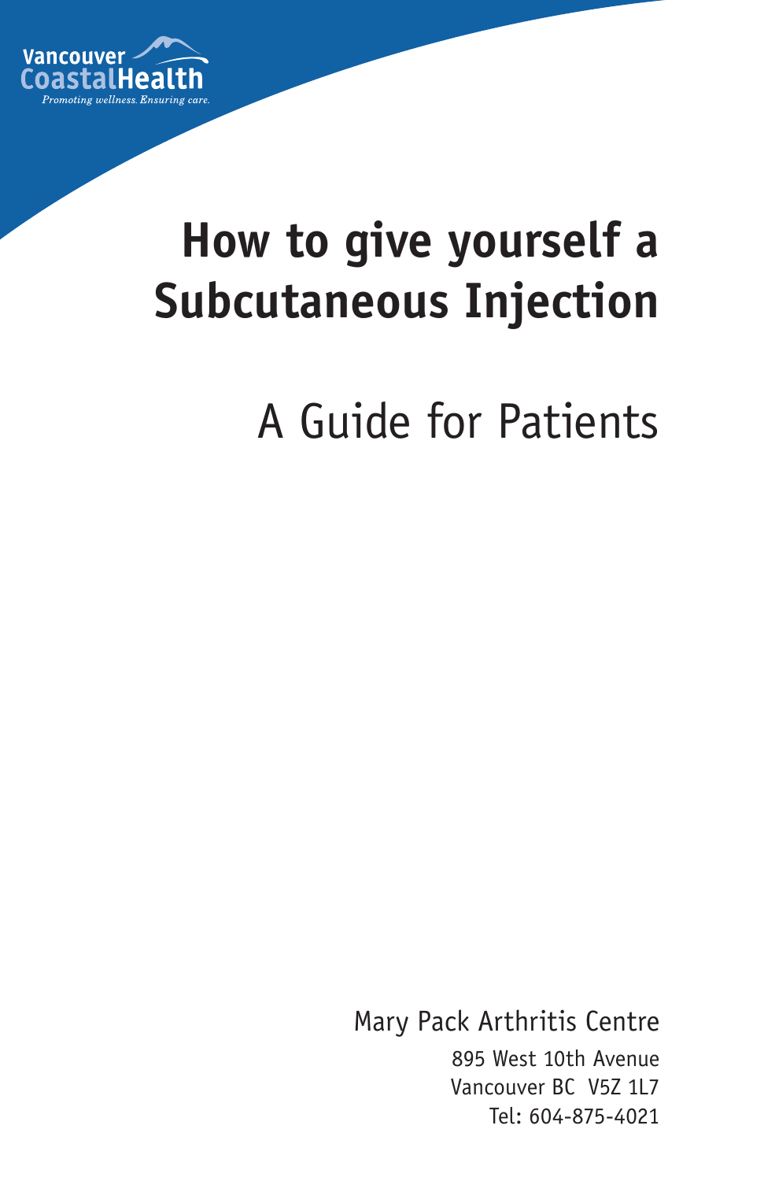Vancouver CoastalHealth

*Promoting wellness. Ensuring care.*

# How to give yourself a Subcutaneous Injection

## A Guide for Patients

Mary Pack Arthritis Centre

895 West 10th Avenue
Vancouver BC V5Z 1L7
Tel: 604-875-4021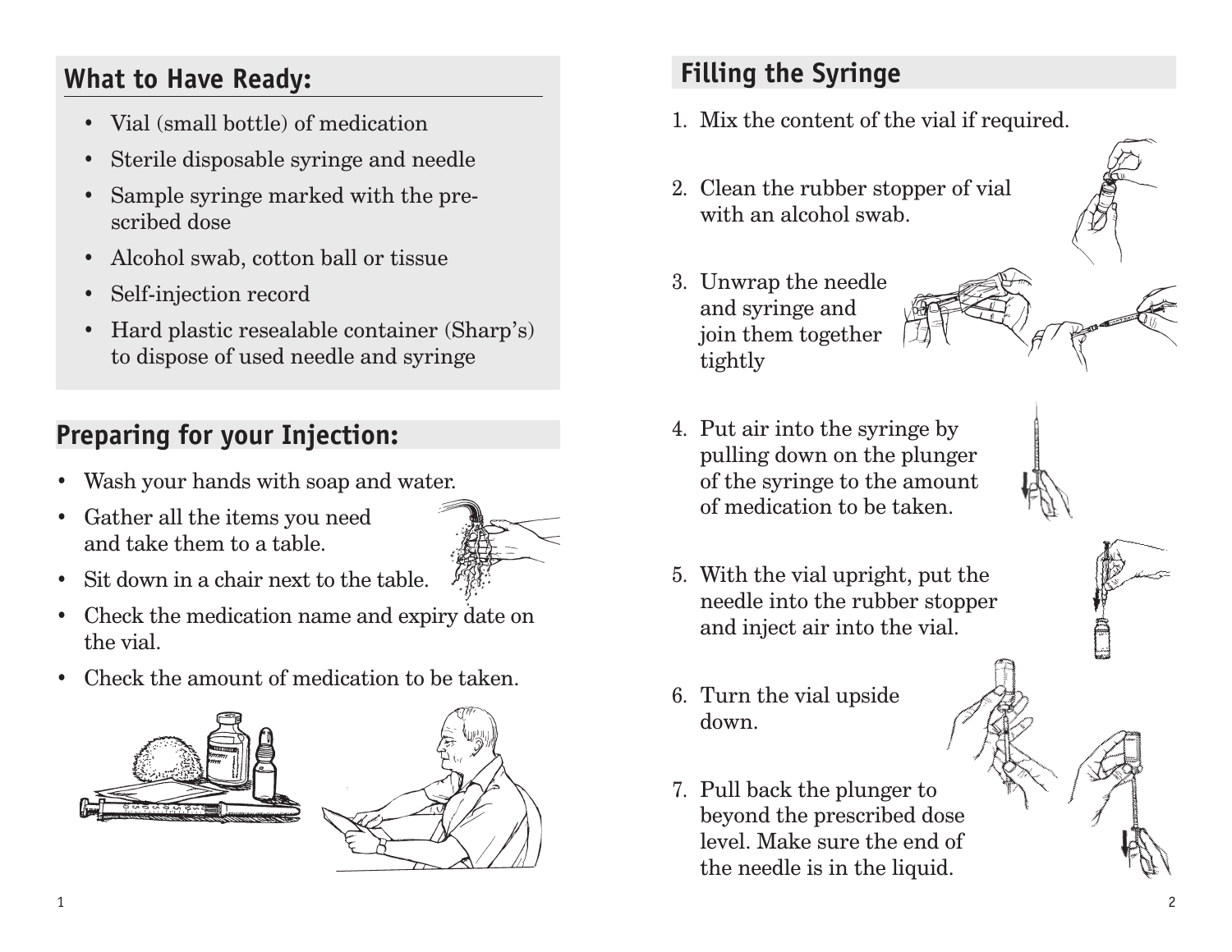## What to Have Ready:

- Vial (small bottle) of medication
- Sterile disposable syringe and needle
- Sample syringe marked with the prescribed dose
- Alcohol swab, cotton ball or tissue
- Self-injection record
- Hard plastic resealable container (Sharp's) to dispose of used needle and syringe

## Preparing for your Injection:

- Wash your hands with soap and water.
- Gather all the items you need and take them to a table.
- Sit down in a chair next to the table.
- Check the medication name and expiry date on the vial.
- Check the amount of medication to be taken.

## Filling the Syringe

1. Mix the content of the vial if required.
2. Clean the rubber stopper of vial with an alcohol swab.
3. Unwrap the needle and syringe and join them together tightly
4. Put air into the syringe by pulling down on the plunger of the syringe to the amount of medication to be taken.
5. With the vial upright, put the needle into the rubber stopper and inject air into the vial.
6. Turn the vial upside down.
7. Pull back the plunger to beyond the prescribed dose level. Make sure the end of the needle is in the liquid.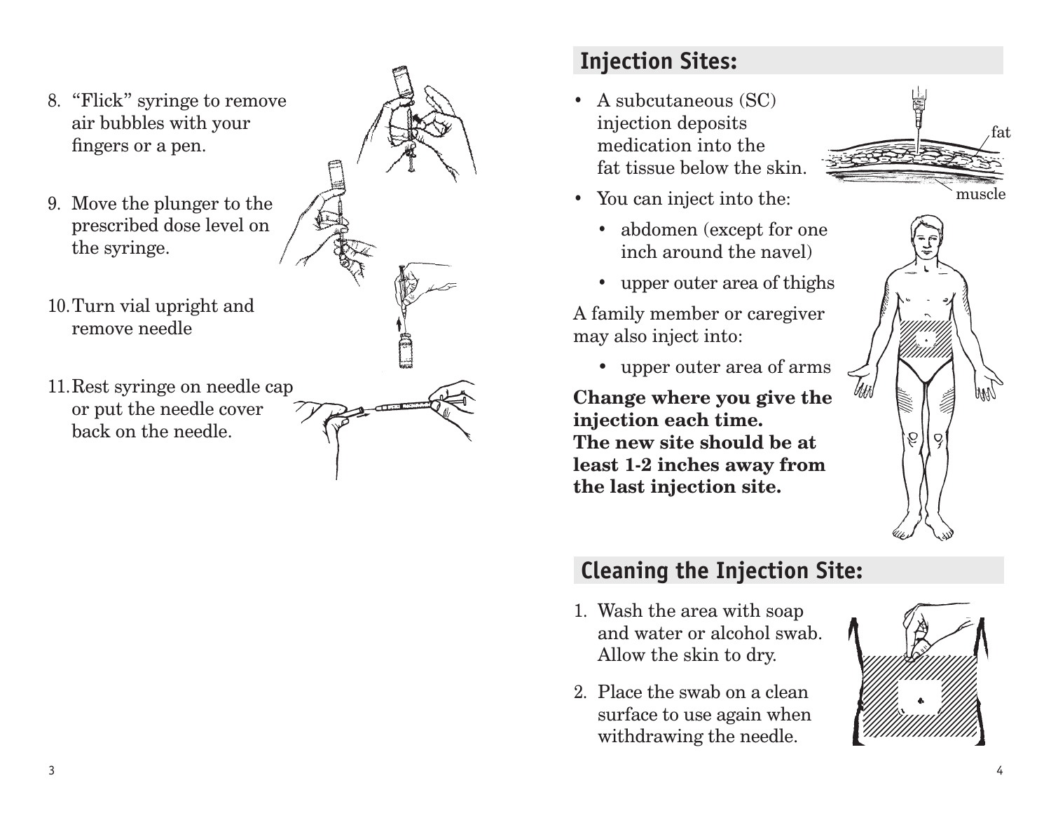8. "Flick" syringe to remove air bubbles with your fingers or a pen.

9. Move the plunger to the prescribed dose level on the syringe.

10. Turn vial upright and remove needle

11. Rest syringe on needle cap or put the needle cover back on the needle.

## Injection Sites:

- A subcutaneous (SC) injection deposits medication into the fat tissue below the skin.
- You can inject into the:
  - abdomen (except for one inch around the navel)
  - upper outer area of thighs

A family member or caregiver may also inject into:

  - upper outer area of arms

**Change where you give the injection each time.**
**The new site should be at least 1-2 inches away from the last injection site.**

## Cleaning the Injection Site:

1. Wash the area with soap and water or alcohol swab. Allow the skin to dry.
2. Place the swab on a clean surface to use again when withdrawing the needle.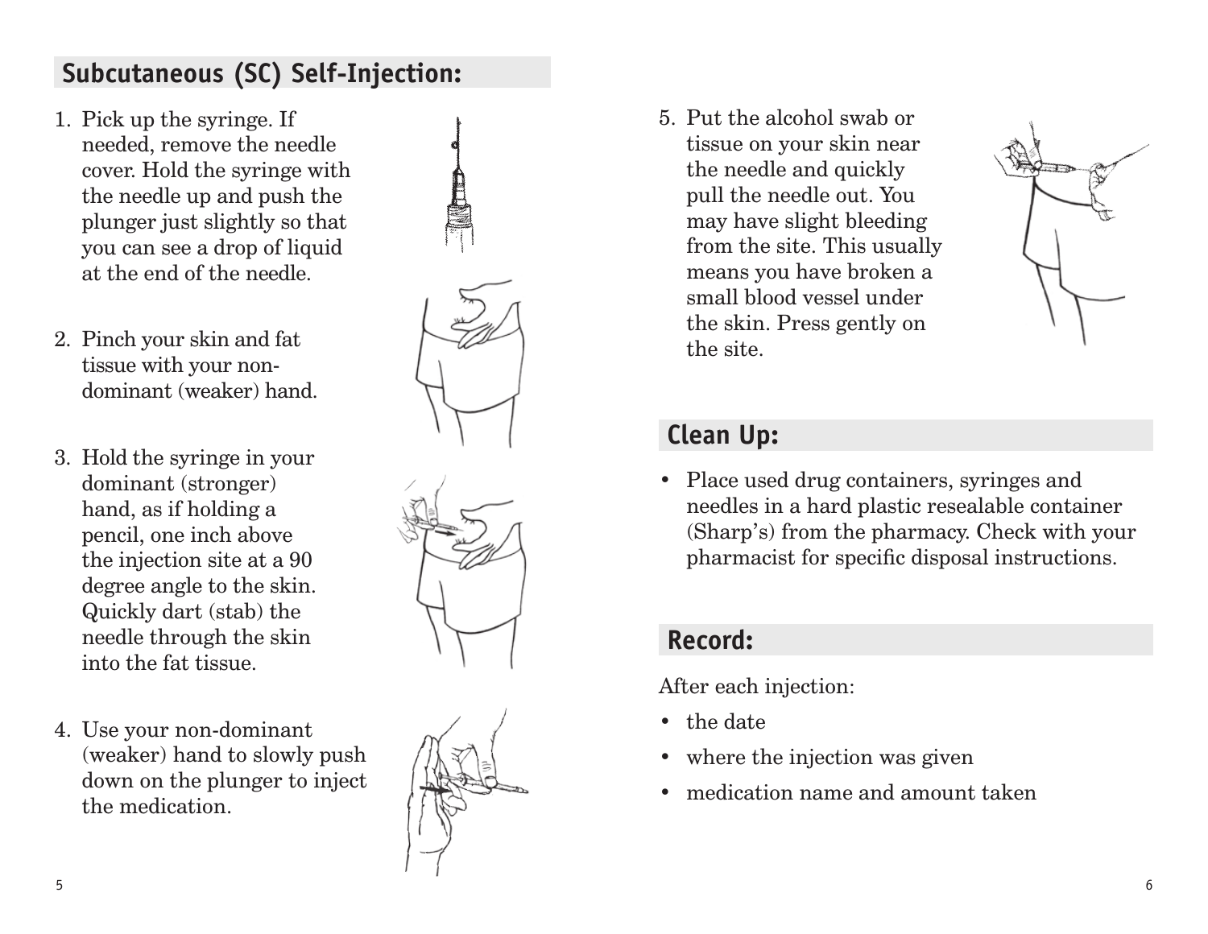## Subcutaneous (SC) Self-Injection:

1. Pick up the syringe. If needed, remove the needle cover. Hold the syringe with the needle up and push the plunger just slightly so that you can see a drop of liquid at the end of the needle.

2. Pinch your skin and fat tissue with your non-dominant (weaker) hand.

3. Hold the syringe in your dominant (stronger) hand, as if holding a pencil, one inch above the injection site at a 90 degree angle to the skin. Quickly dart (stab) the needle through the skin into the fat tissue.

4. Use your non-dominant (weaker) hand to slowly push down on the plunger to inject the medication.

5. Put the alcohol swab or tissue on your skin near the needle and quickly pull the needle out. You may have slight bleeding from the site. This usually means you have broken a small blood vessel under the skin. Press gently on the site.

## Clean Up:

- Place used drug containers, syringes and needles in a hard plastic resealable container (Sharp's) from the pharmacy. Check with your pharmacist for specific disposal instructions.

## Record:

After each injection:

- the date
- where the injection was given
- medication name and amount taken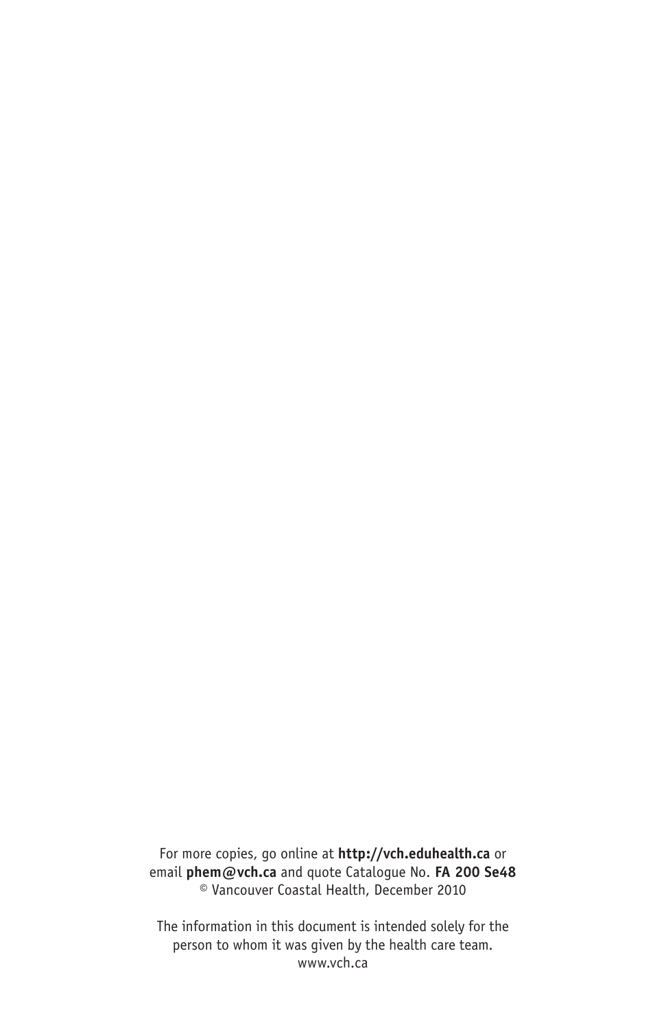For more copies, go online at **http://vch.eduhealth.ca** or email **phem@vch.ca** and quote Catalogue No. **FA 200 Se48**
© Vancouver Coastal Health, December 2010

The information in this document is intended solely for the person to whom it was given by the health care team.
www.vch.ca